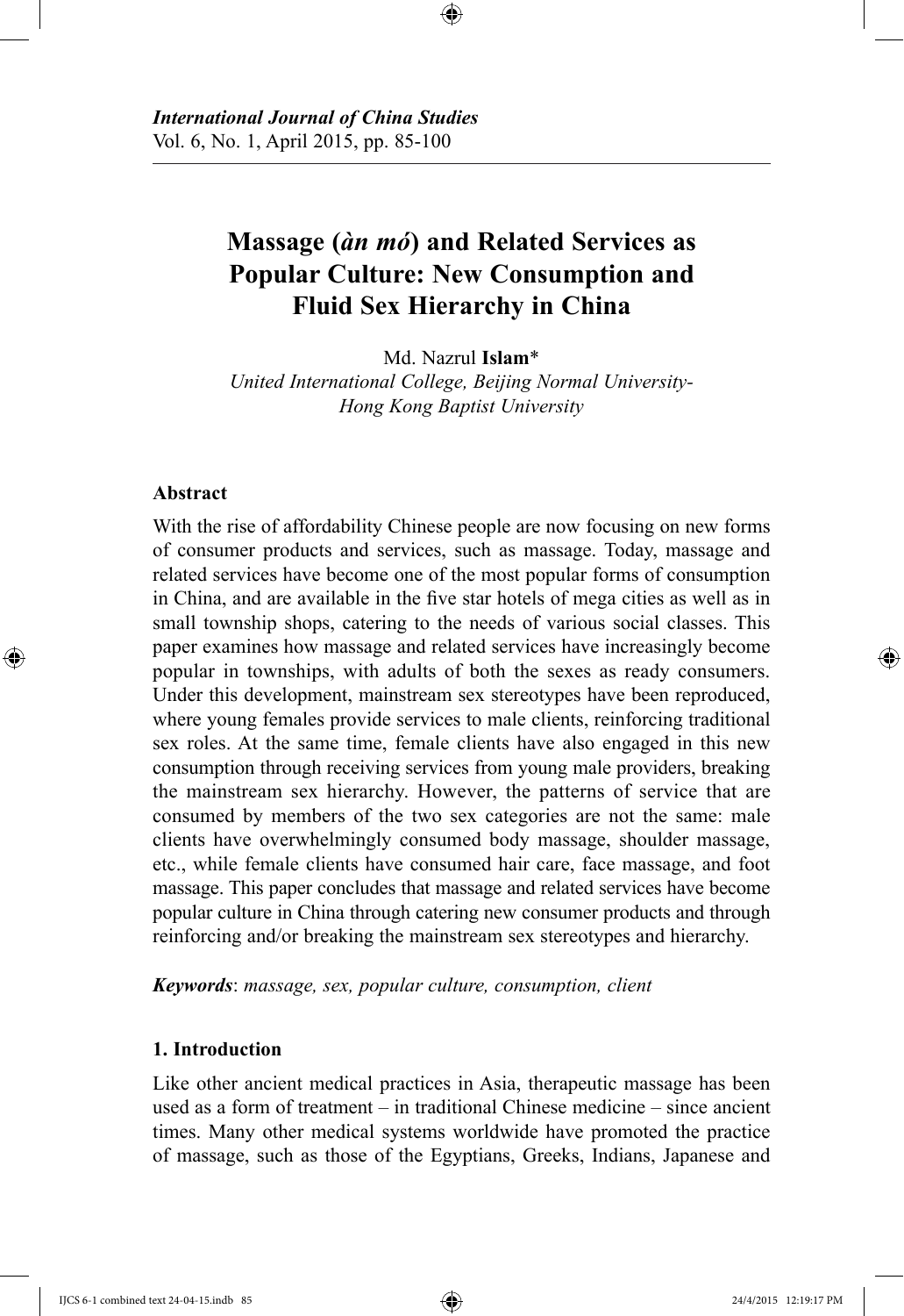*International Journal of China Studies*
Vol. 6, No. 1, April 2015, pp. 85-100

# Massage (*àn mó*) and Related Services as Popular Culture: New Consumption and Fluid Sex Hierarchy in China

Md. Nazrul **Islam***
*United International College, Beijing Normal University-Hong Kong Baptist University*

## Abstract

With the rise of affordability Chinese people are now focusing on new forms of consumer products and services, such as massage. Today, massage and related services have become one of the most popular forms of consumption in China, and are available in the five star hotels of mega cities as well as in small township shops, catering to the needs of various social classes. This paper examines how massage and related services have increasingly become popular in townships, with adults of both the sexes as ready consumers. Under this development, mainstream sex stereotypes have been reproduced, where young females provide services to male clients, reinforcing traditional sex roles. At the same time, female clients have also engaged in this new consumption through receiving services from young male providers, breaking the mainstream sex hierarchy. However, the patterns of service that are consumed by members of the two sex categories are not the same: male clients have overwhelmingly consumed body massage, shoulder massage, etc., while female clients have consumed hair care, face massage, and foot massage. This paper concludes that massage and related services have become popular culture in China through catering new consumer products and through reinforcing and/or breaking the mainstream sex stereotypes and hierarchy.

***Keywords***: *massage, sex, popular culture, consumption, client*

## 1. Introduction

Like other ancient medical practices in Asia, therapeutic massage has been used as a form of treatment – in traditional Chinese medicine – since ancient times. Many other medical systems worldwide have promoted the practice of massage, such as those of the Egyptians, Greeks, Indians, Japanese and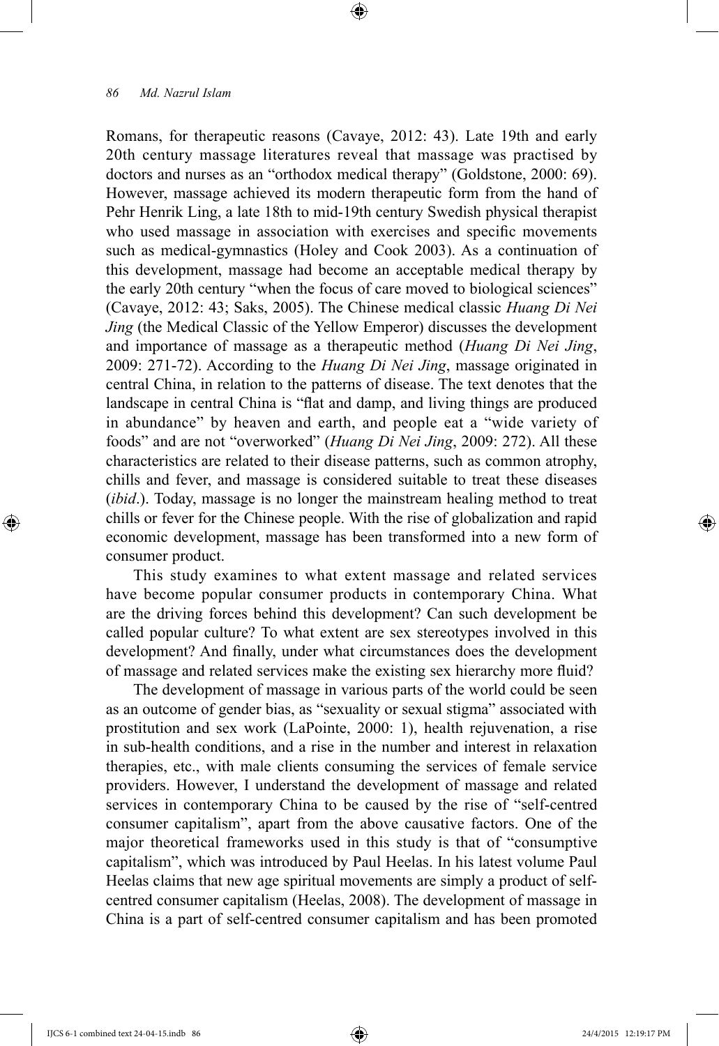Romans, for therapeutic reasons (Cavaye, 2012: 43). Late 19th and early 20th century massage literatures reveal that massage was practised by doctors and nurses as an "orthodox medical therapy" (Goldstone, 2000: 69). However, massage achieved its modern therapeutic form from the hand of Pehr Henrik Ling, a late 18th to mid-19th century Swedish physical therapist who used massage in association with exercises and specific movements such as medical-gymnastics (Holey and Cook 2003). As a continuation of this development, massage had become an acceptable medical therapy by the early 20th century "when the focus of care moved to biological sciences" (Cavaye, 2012: 43; Saks, 2005). The Chinese medical classic *Huang Di Nei Jing* (the Medical Classic of the Yellow Emperor) discusses the development and importance of massage as a therapeutic method (*Huang Di Nei Jing*, 2009: 271-72). According to the *Huang Di Nei Jing*, massage originated in central China, in relation to the patterns of disease. The text denotes that the landscape in central China is "flat and damp, and living things are produced in abundance" by heaven and earth, and people eat a "wide variety of foods" and are not "overworked" (*Huang Di Nei Jing*, 2009: 272). All these characteristics are related to their disease patterns, such as common atrophy, chills and fever, and massage is considered suitable to treat these diseases (*ibid*.). Today, massage is no longer the mainstream healing method to treat chills or fever for the Chinese people. With the rise of globalization and rapid economic development, massage has been transformed into a new form of consumer product.

This study examines to what extent massage and related services have become popular consumer products in contemporary China. What are the driving forces behind this development? Can such development be called popular culture? To what extent are sex stereotypes involved in this development? And finally, under what circumstances does the development of massage and related services make the existing sex hierarchy more fluid?

The development of massage in various parts of the world could be seen as an outcome of gender bias, as "sexuality or sexual stigma" associated with prostitution and sex work (LaPointe, 2000: 1), health rejuvenation, a rise in sub-health conditions, and a rise in the number and interest in relaxation therapies, etc., with male clients consuming the services of female service providers. However, I understand the development of massage and related services in contemporary China to be caused by the rise of "self-centred consumer capitalism", apart from the above causative factors. One of the major theoretical frameworks used in this study is that of "consumptive capitalism", which was introduced by Paul Heelas. In his latest volume Paul Heelas claims that new age spiritual movements are simply a product of self-centred consumer capitalism (Heelas, 2008). The development of massage in China is a part of self-centred consumer capitalism and has been promoted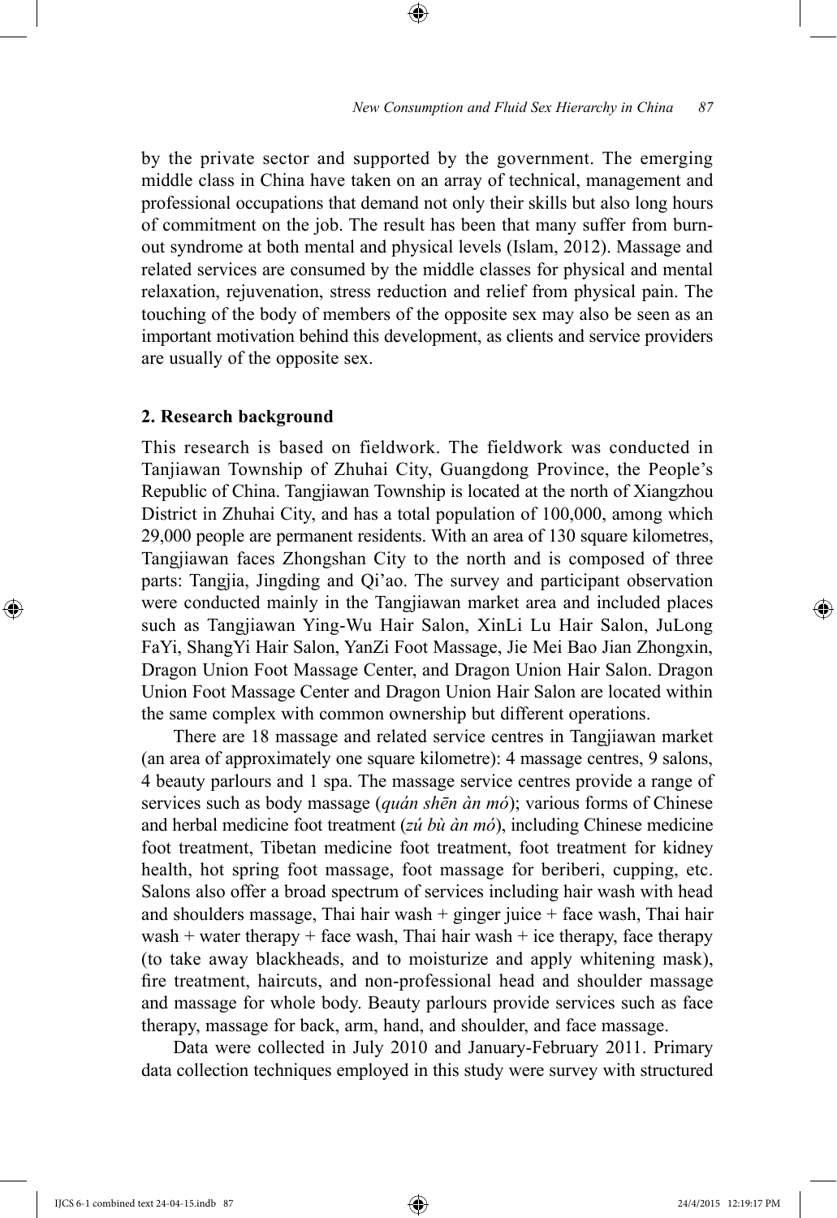by the private sector and supported by the government. The emerging middle class in China have taken on an array of technical, management and professional occupations that demand not only their skills but also long hours of commitment on the job. The result has been that many suffer from burn-out syndrome at both mental and physical levels (Islam, 2012). Massage and related services are consumed by the middle classes for physical and mental relaxation, rejuvenation, stress reduction and relief from physical pain. The touching of the body of members of the opposite sex may also be seen as an important motivation behind this development, as clients and service providers are usually of the opposite sex.

## 2. Research background

This research is based on fieldwork. The fieldwork was conducted in Tanjiawan Township of Zhuhai City, Guangdong Province, the People's Republic of China. Tangjiawan Township is located at the north of Xiangzhou District in Zhuhai City, and has a total population of 100,000, among which 29,000 people are permanent residents. With an area of 130 square kilometres, Tangjiawan faces Zhongshan City to the north and is composed of three parts: Tangjia, Jingding and Qi'ao. The survey and participant observation were conducted mainly in the Tangjiawan market area and included places such as Tangjiawan Ying-Wu Hair Salon, XinLi Lu Hair Salon, JuLong FaYi, ShangYi Hair Salon, YanZi Foot Massage, Jie Mei Bao Jian Zhongxin, Dragon Union Foot Massage Center, and Dragon Union Hair Salon. Dragon Union Foot Massage Center and Dragon Union Hair Salon are located within the same complex with common ownership but different operations.

There are 18 massage and related service centres in Tangjiawan market (an area of approximately one square kilometre): 4 massage centres, 9 salons, 4 beauty parlours and 1 spa. The massage service centres provide a range of services such as body massage (*quán shēn àn mó*); various forms of Chinese and herbal medicine foot treatment (*zú bù àn mó*), including Chinese medicine foot treatment, Tibetan medicine foot treatment, foot treatment for kidney health, hot spring foot massage, foot massage for beriberi, cupping, etc. Salons also offer a broad spectrum of services including hair wash with head and shoulders massage, Thai hair wash + ginger juice + face wash, Thai hair wash + water therapy + face wash, Thai hair wash + ice therapy, face therapy (to take away blackheads, and to moisturize and apply whitening mask), fire treatment, haircuts, and non-professional head and shoulder massage and massage for whole body. Beauty parlours provide services such as face therapy, massage for back, arm, hand, and shoulder, and face massage.

Data were collected in July 2010 and January-February 2011. Primary data collection techniques employed in this study were survey with structured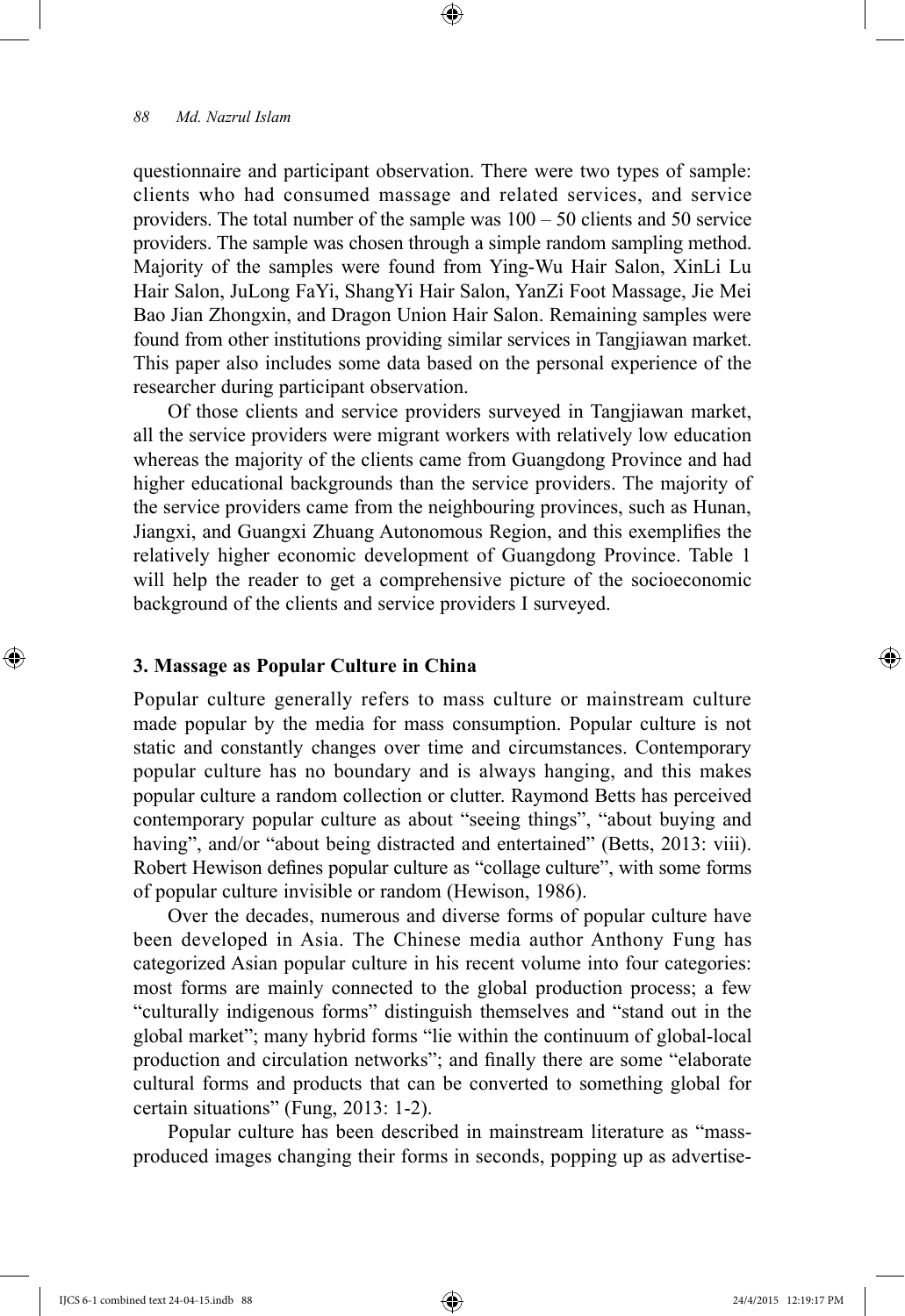questionnaire and participant observation. There were two types of sample: clients who had consumed massage and related services, and service providers. The total number of the sample was 100 – 50 clients and 50 service providers. The sample was chosen through a simple random sampling method. Majority of the samples were found from Ying-Wu Hair Salon, XinLi Lu Hair Salon, JuLong FaYi, ShangYi Hair Salon, YanZi Foot Massage, Jie Mei Bao Jian Zhongxin, and Dragon Union Hair Salon. Remaining samples were found from other institutions providing similar services in Tangjiawan market. This paper also includes some data based on the personal experience of the researcher during participant observation.

Of those clients and service providers surveyed in Tangjiawan market, all the service providers were migrant workers with relatively low education whereas the majority of the clients came from Guangdong Province and had higher educational backgrounds than the service providers. The majority of the service providers came from the neighbouring provinces, such as Hunan, Jiangxi, and Guangxi Zhuang Autonomous Region, and this exemplifies the relatively higher economic development of Guangdong Province. Table 1 will help the reader to get a comprehensive picture of the socioeconomic background of the clients and service providers I surveyed.

## 3. Massage as Popular Culture in China

Popular culture generally refers to mass culture or mainstream culture made popular by the media for mass consumption. Popular culture is not static and constantly changes over time and circumstances. Contemporary popular culture has no boundary and is always hanging, and this makes popular culture a random collection or clutter. Raymond Betts has perceived contemporary popular culture as about "seeing things", "about buying and having", and/or "about being distracted and entertained" (Betts, 2013: viii). Robert Hewison defines popular culture as "collage culture", with some forms of popular culture invisible or random (Hewison, 1986).

Over the decades, numerous and diverse forms of popular culture have been developed in Asia. The Chinese media author Anthony Fung has categorized Asian popular culture in his recent volume into four categories: most forms are mainly connected to the global production process; a few "culturally indigenous forms" distinguish themselves and "stand out in the global market"; many hybrid forms "lie within the continuum of global-local production and circulation networks"; and finally there are some "elaborate cultural forms and products that can be converted to something global for certain situations" (Fung, 2013: 1-2).

Popular culture has been described in mainstream literature as "mass-produced images changing their forms in seconds, popping up as advertise-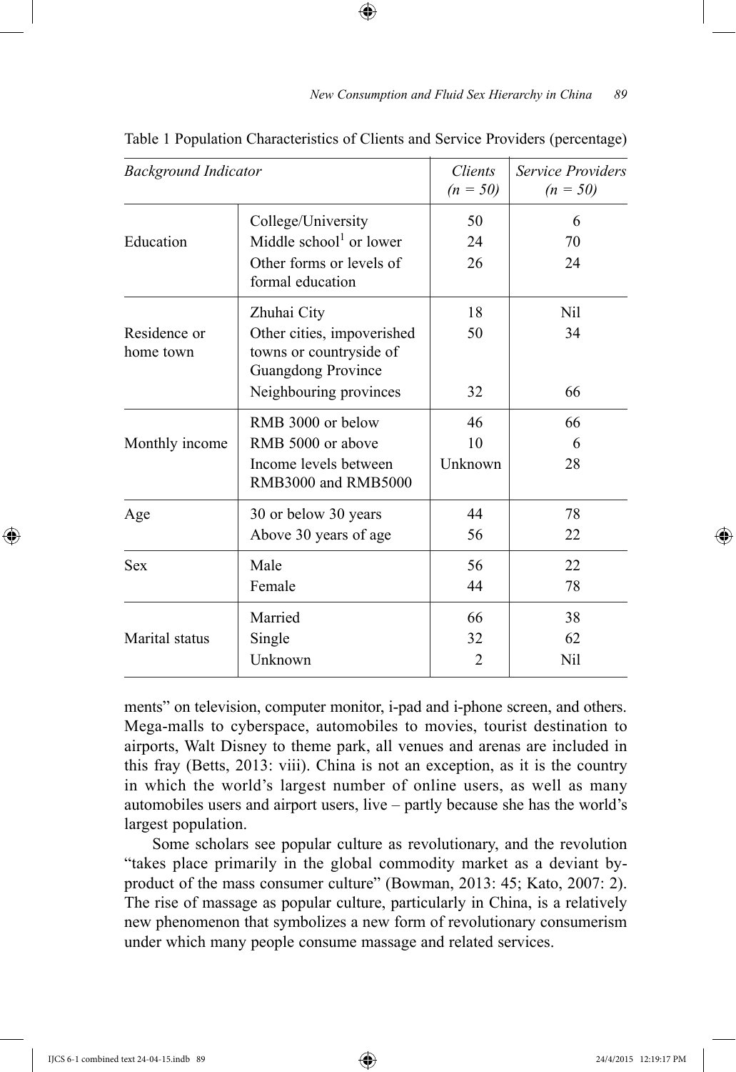Table 1 Population Characteristics of Clients and Service Providers (percentage)

| *Background Indicator* | | *Clients (n = 50)* | *Service Providers (n = 50)* |
|---|---|---|---|
| Education | College/University | 50 | 6 |
| | Middle school[1] or lower | 24 | 70 |
| | Other forms or levels of formal education | 26 | 24 |
| Residence or home town | Zhuhai City | 18 | Nil |
| | Other cities, impoverished towns or countryside of Guangdong Province | 50 | 34 |
| | Neighbouring provinces | 32 | 66 |
| Monthly income | RMB 3000 or below | 46 | 66 |
| | RMB 5000 or above | 10 | 6 |
| | Income levels between RMB3000 and RMB5000 | Unknown | 28 |
| Age | 30 or below 30 years | 44 | 78 |
| | Above 30 years of age | 56 | 22 |
| Sex | Male | 56 | 22 |
| | Female | 44 | 78 |
| Marital status | Married | 66 | 38 |
| | Single | 32 | 62 |
| | Unknown | 2 | Nil |

ments" on television, computer monitor, i-pad and i-phone screen, and others. Mega-malls to cyberspace, automobiles to movies, tourist destination to airports, Walt Disney to theme park, all venues and arenas are included in this fray (Betts, 2013: viii). China is not an exception, as it is the country in which the world's largest number of online users, as well as many automobiles users and airport users, live – partly because she has the world's largest population.

Some scholars see popular culture as revolutionary, and the revolution "takes place primarily in the global commodity market as a deviant by-product of the mass consumer culture" (Bowman, 2013: 45; Kato, 2007: 2). The rise of massage as popular culture, particularly in China, is a relatively new phenomenon that symbolizes a new form of revolutionary consumerism under which many people consume massage and related services.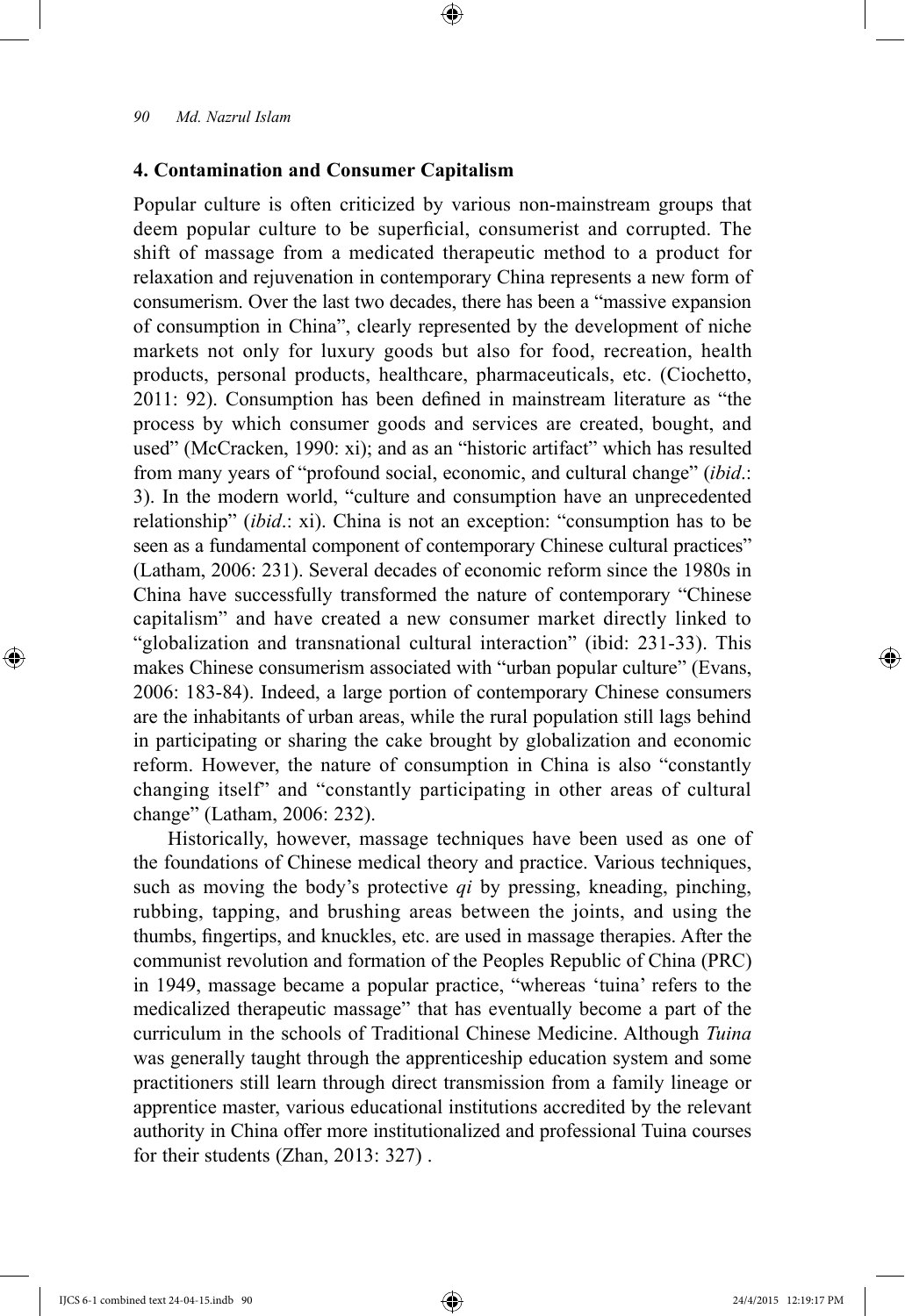## 4. Contamination and Consumer Capitalism

Popular culture is often criticized by various non-mainstream groups that deem popular culture to be superficial, consumerist and corrupted. The shift of massage from a medicated therapeutic method to a product for relaxation and rejuvenation in contemporary China represents a new form of consumerism. Over the last two decades, there has been a "massive expansion of consumption in China", clearly represented by the development of niche markets not only for luxury goods but also for food, recreation, health products, personal products, healthcare, pharmaceuticals, etc. (Ciochetto, 2011: 92). Consumption has been defined in mainstream literature as "the process by which consumer goods and services are created, bought, and used" (McCracken, 1990: xi); and as an "historic artifact" which has resulted from many years of "profound social, economic, and cultural change" (*ibid*.: 3). In the modern world, "culture and consumption have an unprecedented relationship" (*ibid*.: xi). China is not an exception: "consumption has to be seen as a fundamental component of contemporary Chinese cultural practices" (Latham, 2006: 231). Several decades of economic reform since the 1980s in China have successfully transformed the nature of contemporary "Chinese capitalism" and have created a new consumer market directly linked to "globalization and transnational cultural interaction" (ibid: 231-33). This makes Chinese consumerism associated with "urban popular culture" (Evans, 2006: 183-84). Indeed, a large portion of contemporary Chinese consumers are the inhabitants of urban areas, while the rural population still lags behind in participating or sharing the cake brought by globalization and economic reform. However, the nature of consumption in China is also "constantly changing itself" and "constantly participating in other areas of cultural change" (Latham, 2006: 232).

Historically, however, massage techniques have been used as one of the foundations of Chinese medical theory and practice. Various techniques, such as moving the body's protective *qi* by pressing, kneading, pinching, rubbing, tapping, and brushing areas between the joints, and using the thumbs, fingertips, and knuckles, etc. are used in massage therapies. After the communist revolution and formation of the Peoples Republic of China (PRC) in 1949, massage became a popular practice, "whereas 'tuina' refers to the medicalized therapeutic massage" that has eventually become a part of the curriculum in the schools of Traditional Chinese Medicine. Although *Tuina* was generally taught through the apprenticeship education system and some practitioners still learn through direct transmission from a family lineage or apprentice master, various educational institutions accredited by the relevant authority in China offer more institutionalized and professional Tuina courses for their students (Zhan, 2013: 327) .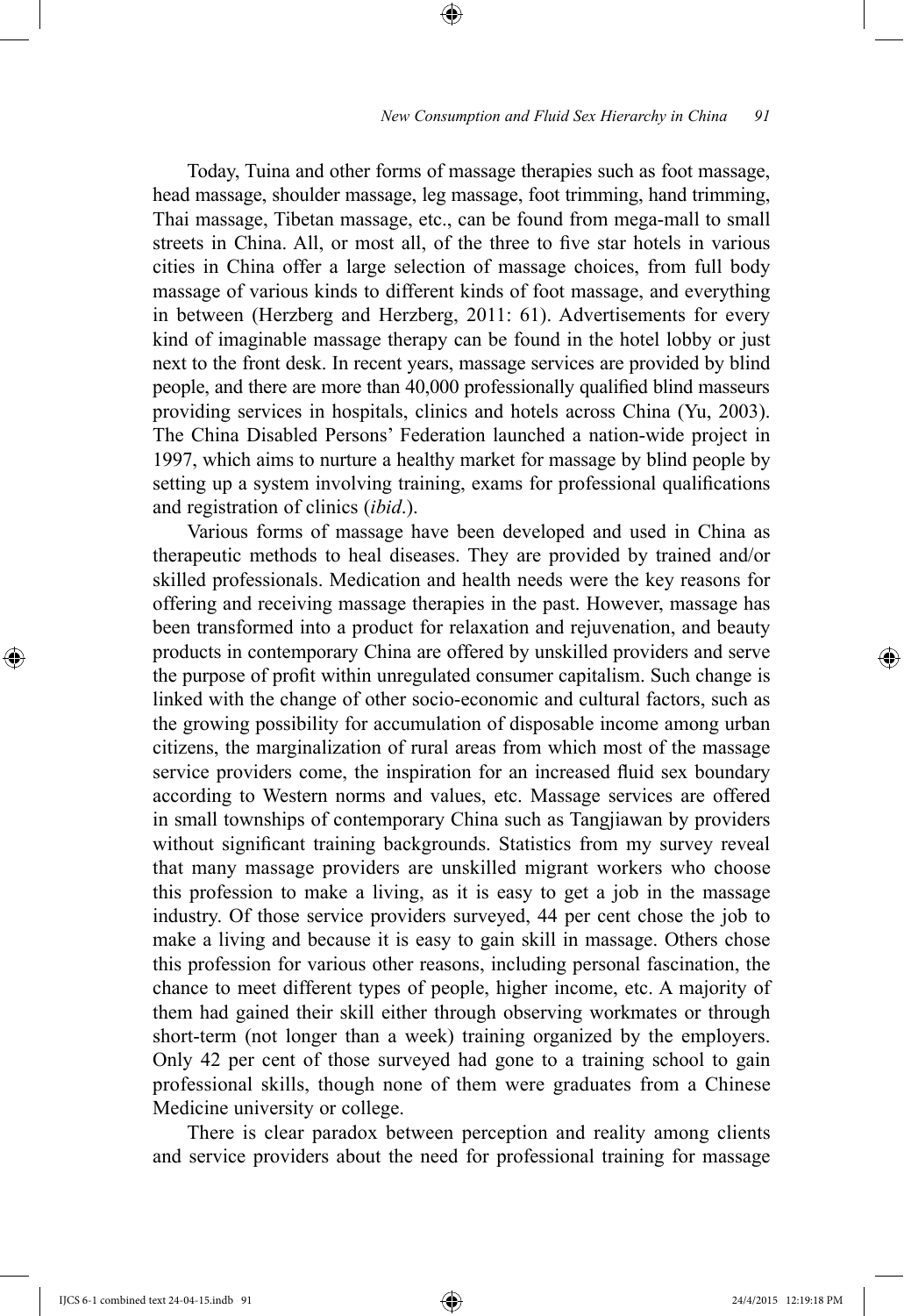Today, Tuina and other forms of massage therapies such as foot massage, head massage, shoulder massage, leg massage, foot trimming, hand trimming, Thai massage, Tibetan massage, etc., can be found from mega-mall to small streets in China. All, or most all, of the three to five star hotels in various cities in China offer a large selection of massage choices, from full body massage of various kinds to different kinds of foot massage, and everything in between (Herzberg and Herzberg, 2011: 61). Advertisements for every kind of imaginable massage therapy can be found in the hotel lobby or just next to the front desk. In recent years, massage services are provided by blind people, and there are more than 40,000 professionally qualified blind masseurs providing services in hospitals, clinics and hotels across China (Yu, 2003). The China Disabled Persons' Federation launched a nation-wide project in 1997, which aims to nurture a healthy market for massage by blind people by setting up a system involving training, exams for professional qualifications and registration of clinics (*ibid*.).

Various forms of massage have been developed and used in China as therapeutic methods to heal diseases. They are provided by trained and/or skilled professionals. Medication and health needs were the key reasons for offering and receiving massage therapies in the past. However, massage has been transformed into a product for relaxation and rejuvenation, and beauty products in contemporary China are offered by unskilled providers and serve the purpose of profit within unregulated consumer capitalism. Such change is linked with the change of other socio-economic and cultural factors, such as the growing possibility for accumulation of disposable income among urban citizens, the marginalization of rural areas from which most of the massage service providers come, the inspiration for an increased fluid sex boundary according to Western norms and values, etc. Massage services are offered in small townships of contemporary China such as Tangjiawan by providers without significant training backgrounds. Statistics from my survey reveal that many massage providers are unskilled migrant workers who choose this profession to make a living, as it is easy to get a job in the massage industry. Of those service providers surveyed, 44 per cent chose the job to make a living and because it is easy to gain skill in massage. Others chose this profession for various other reasons, including personal fascination, the chance to meet different types of people, higher income, etc. A majority of them had gained their skill either through observing workmates or through short-term (not longer than a week) training organized by the employers. Only 42 per cent of those surveyed had gone to a training school to gain professional skills, though none of them were graduates from a Chinese Medicine university or college.

There is clear paradox between perception and reality among clients and service providers about the need for professional training for massage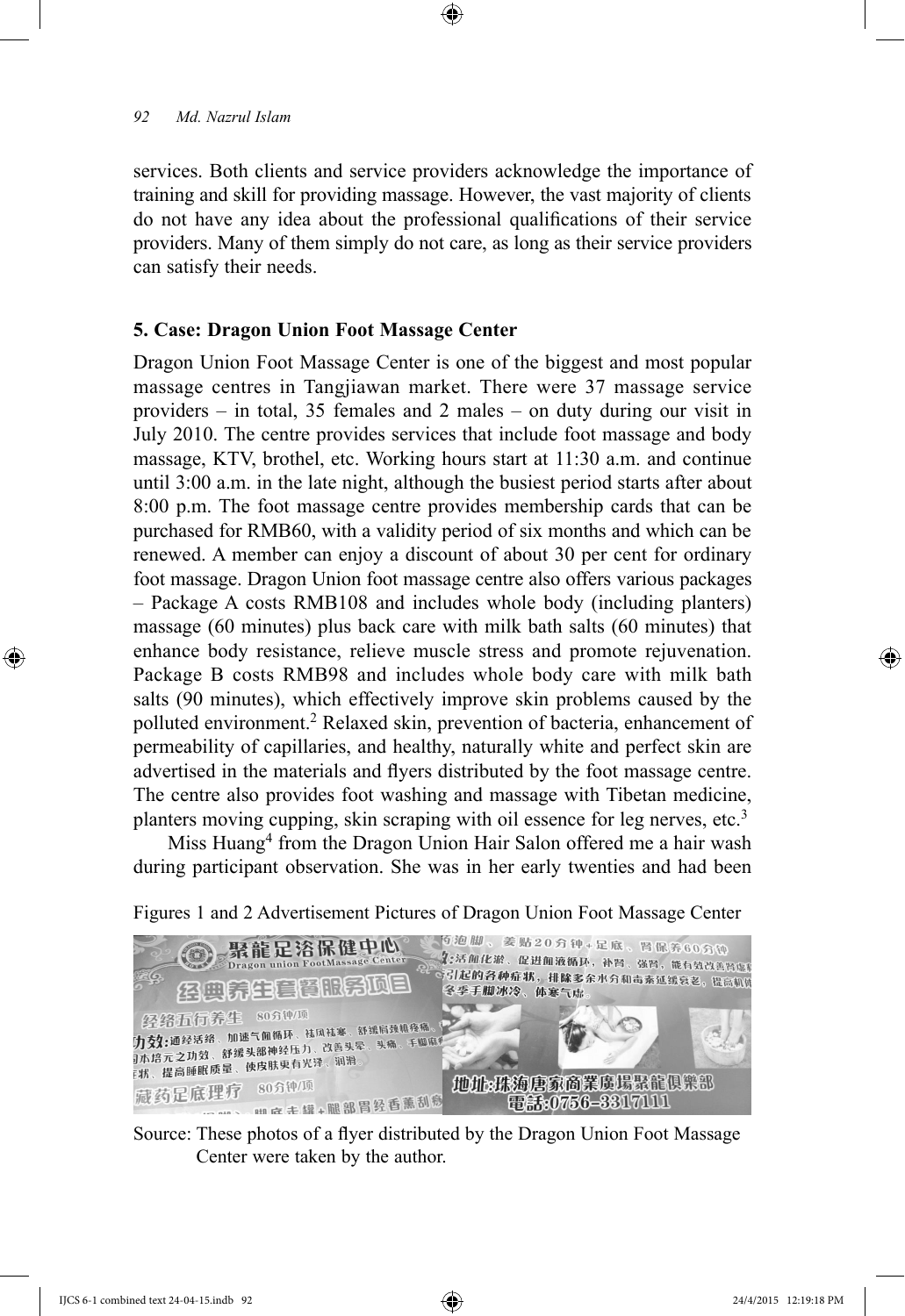services. Both clients and service providers acknowledge the importance of training and skill for providing massage. However, the vast majority of clients do not have any idea about the professional qualifications of their service providers. Many of them simply do not care, as long as their service providers can satisfy their needs.

### 5. Case: Dragon Union Foot Massage Center

Dragon Union Foot Massage Center is one of the biggest and most popular massage centres in Tangjiawan market. There were 37 massage service providers – in total, 35 females and 2 males – on duty during our visit in July 2010. The centre provides services that include foot massage and body massage, KTV, brothel, etc. Working hours start at 11:30 a.m. and continue until 3:00 a.m. in the late night, although the busiest period starts after about 8:00 p.m. The foot massage centre provides membership cards that can be purchased for RMB60, with a validity period of six months and which can be renewed. A member can enjoy a discount of about 30 per cent for ordinary foot massage. Dragon Union foot massage centre also offers various packages – Package A costs RMB108 and includes whole body (including planters) massage (60 minutes) plus back care with milk bath salts (60 minutes) that enhance body resistance, relieve muscle stress and promote rejuvenation. Package B costs RMB98 and includes whole body care with milk bath salts (90 minutes), which effectively improve skin problems caused by the polluted environment.[2] Relaxed skin, prevention of bacteria, enhancement of permeability of capillaries, and healthy, naturally white and perfect skin are advertised in the materials and flyers distributed by the foot massage centre. The centre also provides foot washing and massage with Tibetan medicine, planters moving cupping, skin scraping with oil essence for leg nerves, etc.[3]

Miss Huang[4] from the Dragon Union Hair Salon offered me a hair wash during participant observation. She was in her early twenties and had been

Figures 1 and 2 Advertisement Pictures of Dragon Union Foot Massage Center

Source: These photos of a flyer distributed by the Dragon Union Foot Massage Center were taken by the author.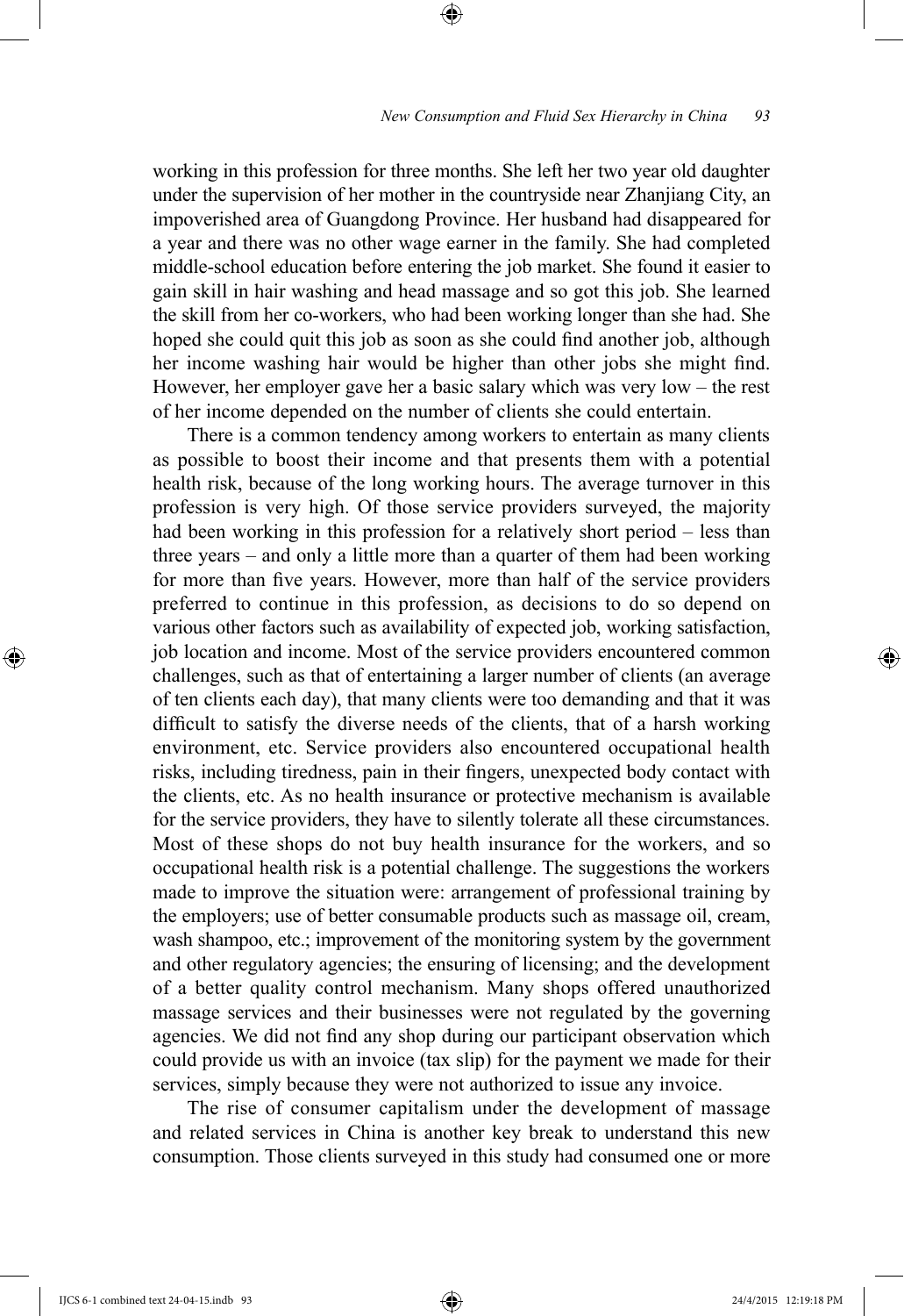working in this profession for three months. She left her two year old daughter under the supervision of her mother in the countryside near Zhanjiang City, an impoverished area of Guangdong Province. Her husband had disappeared for a year and there was no other wage earner in the family. She had completed middle-school education before entering the job market. She found it easier to gain skill in hair washing and head massage and so got this job. She learned the skill from her co-workers, who had been working longer than she had. She hoped she could quit this job as soon as she could find another job, although her income washing hair would be higher than other jobs she might find. However, her employer gave her a basic salary which was very low – the rest of her income depended on the number of clients she could entertain.

There is a common tendency among workers to entertain as many clients as possible to boost their income and that presents them with a potential health risk, because of the long working hours. The average turnover in this profession is very high. Of those service providers surveyed, the majority had been working in this profession for a relatively short period – less than three years – and only a little more than a quarter of them had been working for more than five years. However, more than half of the service providers preferred to continue in this profession, as decisions to do so depend on various other factors such as availability of expected job, working satisfaction, job location and income. Most of the service providers encountered common challenges, such as that of entertaining a larger number of clients (an average of ten clients each day), that many clients were too demanding and that it was difficult to satisfy the diverse needs of the clients, that of a harsh working environment, etc. Service providers also encountered occupational health risks, including tiredness, pain in their fingers, unexpected body contact with the clients, etc. As no health insurance or protective mechanism is available for the service providers, they have to silently tolerate all these circumstances. Most of these shops do not buy health insurance for the workers, and so occupational health risk is a potential challenge. The suggestions the workers made to improve the situation were: arrangement of professional training by the employers; use of better consumable products such as massage oil, cream, wash shampoo, etc.; improvement of the monitoring system by the government and other regulatory agencies; the ensuring of licensing; and the development of a better quality control mechanism. Many shops offered unauthorized massage services and their businesses were not regulated by the governing agencies. We did not find any shop during our participant observation which could provide us with an invoice (tax slip) for the payment we made for their services, simply because they were not authorized to issue any invoice.

The rise of consumer capitalism under the development of massage and related services in China is another key break to understand this new consumption. Those clients surveyed in this study had consumed one or more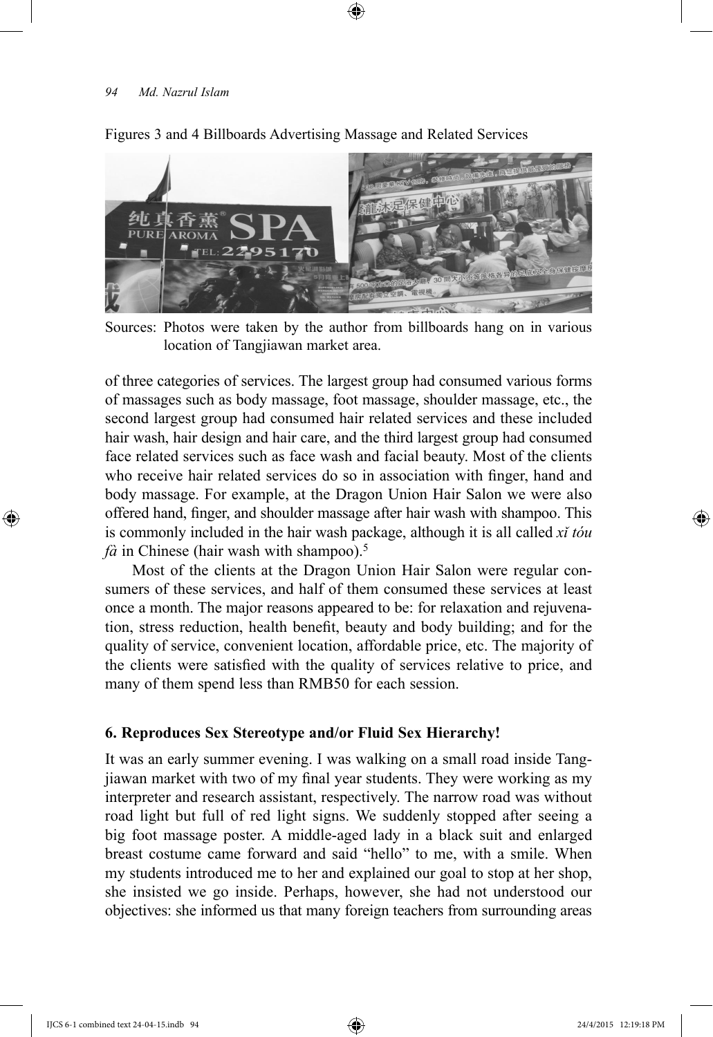Figures 3 and 4 Billboards Advertising Massage and Related Services

Sources: Photos were taken by the author from billboards hang on in various location of Tangjiawan market area.

of three categories of services. The largest group had consumed various forms of massages such as body massage, foot massage, shoulder massage, etc., the second largest group had consumed hair related services and these included hair wash, hair design and hair care, and the third largest group had consumed face related services such as face wash and facial beauty. Most of the clients who receive hair related services do so in association with finger, hand and body massage. For example, at the Dragon Union Hair Salon we were also offered hand, finger, and shoulder massage after hair wash with shampoo. This is commonly included in the hair wash package, although it is all called *xǐ tóu fà* in Chinese (hair wash with shampoo).[5]

Most of the clients at the Dragon Union Hair Salon were regular consumers of these services, and half of them consumed these services at least once a month. The major reasons appeared to be: for relaxation and rejuvenation, stress reduction, health benefit, beauty and body building; and for the quality of service, convenient location, affordable price, etc. The majority of the clients were satisfied with the quality of services relative to price, and many of them spend less than RMB50 for each session.

### 6. Reproduces Sex Stereotype and/or Fluid Sex Hierarchy!

It was an early summer evening. I was walking on a small road inside Tangjiawan market with two of my final year students. They were working as my interpreter and research assistant, respectively. The narrow road was without road light but full of red light signs. We suddenly stopped after seeing a big foot massage poster. A middle-aged lady in a black suit and enlarged breast costume came forward and said "hello" to me, with a smile. When my students introduced me to her and explained our goal to stop at her shop, she insisted we go inside. Perhaps, however, she had not understood our objectives: she informed us that many foreign teachers from surrounding areas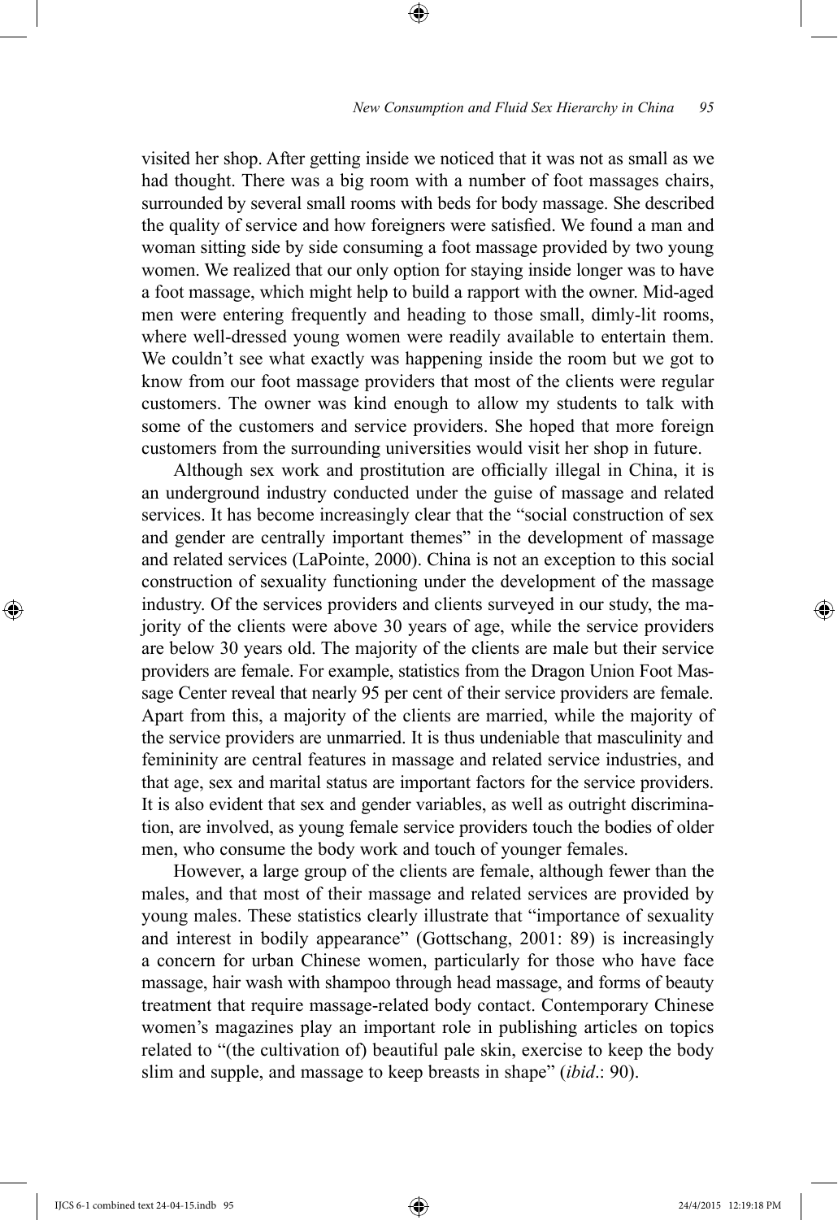visited her shop. After getting inside we noticed that it was not as small as we had thought. There was a big room with a number of foot massages chairs, surrounded by several small rooms with beds for body massage. She described the quality of service and how foreigners were satisfied. We found a man and woman sitting side by side consuming a foot massage provided by two young women. We realized that our only option for staying inside longer was to have a foot massage, which might help to build a rapport with the owner. Mid-aged men were entering frequently and heading to those small, dimly-lit rooms, where well-dressed young women were readily available to entertain them. We couldn't see what exactly was happening inside the room but we got to know from our foot massage providers that most of the clients were regular customers. The owner was kind enough to allow my students to talk with some of the customers and service providers. She hoped that more foreign customers from the surrounding universities would visit her shop in future.

Although sex work and prostitution are officially illegal in China, it is an underground industry conducted under the guise of massage and related services. It has become increasingly clear that the "social construction of sex and gender are centrally important themes" in the development of massage and related services (LaPointe, 2000). China is not an exception to this social construction of sexuality functioning under the development of the massage industry. Of the services providers and clients surveyed in our study, the majority of the clients were above 30 years of age, while the service providers are below 30 years old. The majority of the clients are male but their service providers are female. For example, statistics from the Dragon Union Foot Massage Center reveal that nearly 95 per cent of their service providers are female. Apart from this, a majority of the clients are married, while the majority of the service providers are unmarried. It is thus undeniable that masculinity and femininity are central features in massage and related service industries, and that age, sex and marital status are important factors for the service providers. It is also evident that sex and gender variables, as well as outright discrimination, are involved, as young female service providers touch the bodies of older men, who consume the body work and touch of younger females.

However, a large group of the clients are female, although fewer than the males, and that most of their massage and related services are provided by young males. These statistics clearly illustrate that "importance of sexuality and interest in bodily appearance" (Gottschang, 2001: 89) is increasingly a concern for urban Chinese women, particularly for those who have face massage, hair wash with shampoo through head massage, and forms of beauty treatment that require massage-related body contact. Contemporary Chinese women's magazines play an important role in publishing articles on topics related to "(the cultivation of) beautiful pale skin, exercise to keep the body slim and supple, and massage to keep breasts in shape" (*ibid*.: 90).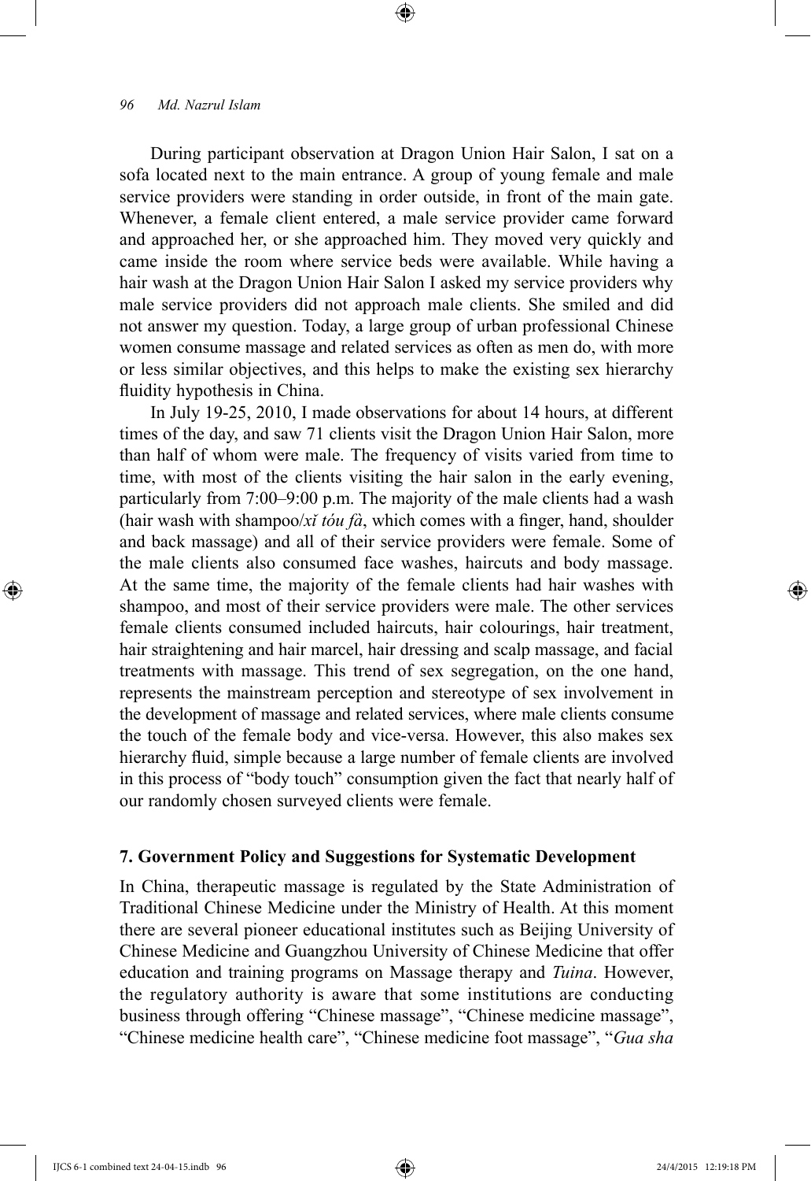During participant observation at Dragon Union Hair Salon, I sat on a sofa located next to the main entrance. A group of young female and male service providers were standing in order outside, in front of the main gate. Whenever, a female client entered, a male service provider came forward and approached her, or she approached him. They moved very quickly and came inside the room where service beds were available. While having a hair wash at the Dragon Union Hair Salon I asked my service providers why male service providers did not approach male clients. She smiled and did not answer my question. Today, a large group of urban professional Chinese women consume massage and related services as often as men do, with more or less similar objectives, and this helps to make the existing sex hierarchy fluidity hypothesis in China.

In July 19-25, 2010, I made observations for about 14 hours, at different times of the day, and saw 71 clients visit the Dragon Union Hair Salon, more than half of whom were male. The frequency of visits varied from time to time, with most of the clients visiting the hair salon in the early evening, particularly from 7:00–9:00 p.m. The majority of the male clients had a wash (hair wash with shampoo/*xǐ tóu fà*, which comes with a finger, hand, shoulder and back massage) and all of their service providers were female. Some of the male clients also consumed face washes, haircuts and body massage. At the same time, the majority of the female clients had hair washes with shampoo, and most of their service providers were male. The other services female clients consumed included haircuts, hair colourings, hair treatment, hair straightening and hair marcel, hair dressing and scalp massage, and facial treatments with massage. This trend of sex segregation, on the one hand, represents the mainstream perception and stereotype of sex involvement in the development of massage and related services, where male clients consume the touch of the female body and vice-versa. However, this also makes sex hierarchy fluid, simple because a large number of female clients are involved in this process of "body touch" consumption given the fact that nearly half of our randomly chosen surveyed clients were female.

## 7. Government Policy and Suggestions for Systematic Development

In China, therapeutic massage is regulated by the State Administration of Traditional Chinese Medicine under the Ministry of Health. At this moment there are several pioneer educational institutes such as Beijing University of Chinese Medicine and Guangzhou University of Chinese Medicine that offer education and training programs on Massage therapy and *Tuina*. However, the regulatory authority is aware that some institutions are conducting business through offering "Chinese massage", "Chinese medicine massage", "Chinese medicine health care", "Chinese medicine foot massage", "*Gua sha*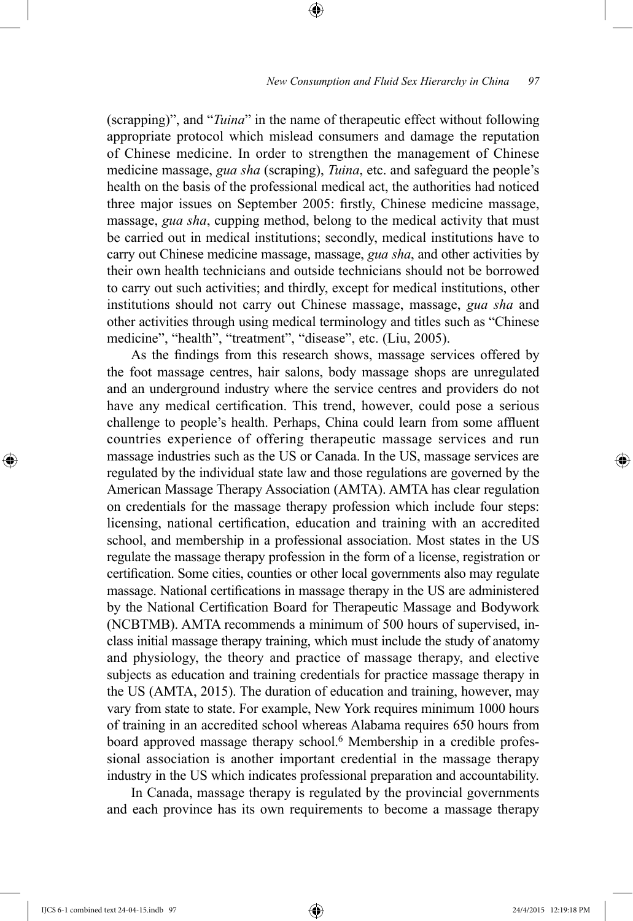(scrapping)", and "*Tuina*" in the name of therapeutic effect without following appropriate protocol which mislead consumers and damage the reputation of Chinese medicine. In order to strengthen the management of Chinese medicine massage, *gua sha* (scraping), *Tuina*, etc. and safeguard the people's health on the basis of the professional medical act, the authorities had noticed three major issues on September 2005: firstly, Chinese medicine massage, massage, *gua sha*, cupping method, belong to the medical activity that must be carried out in medical institutions; secondly, medical institutions have to carry out Chinese medicine massage, massage, *gua sha*, and other activities by their own health technicians and outside technicians should not be borrowed to carry out such activities; and thirdly, except for medical institutions, other institutions should not carry out Chinese massage, massage, *gua sha* and other activities through using medical terminology and titles such as "Chinese medicine", "health", "treatment", "disease", etc. (Liu, 2005).

As the findings from this research shows, massage services offered by the foot massage centres, hair salons, body massage shops are unregulated and an underground industry where the service centres and providers do not have any medical certification. This trend, however, could pose a serious challenge to people's health. Perhaps, China could learn from some affluent countries experience of offering therapeutic massage services and run massage industries such as the US or Canada. In the US, massage services are regulated by the individual state law and those regulations are governed by the American Massage Therapy Association (AMTA). AMTA has clear regulation on credentials for the massage therapy profession which include four steps: licensing, national certification, education and training with an accredited school, and membership in a professional association. Most states in the US regulate the massage therapy profession in the form of a license, registration or certification. Some cities, counties or other local governments also may regulate massage. National certifications in massage therapy in the US are administered by the National Certification Board for Therapeutic Massage and Bodywork (NCBTMB). AMTA recommends a minimum of 500 hours of supervised, in-class initial massage therapy training, which must include the study of anatomy and physiology, the theory and practice of massage therapy, and elective subjects as education and training credentials for practice massage therapy in the US (AMTA, 2015). The duration of education and training, however, may vary from state to state. For example, New York requires minimum 1000 hours of training in an accredited school whereas Alabama requires 650 hours from board approved massage therapy school.[6] Membership in a credible professional association is another important credential in the massage therapy industry in the US which indicates professional preparation and accountability.

In Canada, massage therapy is regulated by the provincial governments and each province has its own requirements to become a massage therapy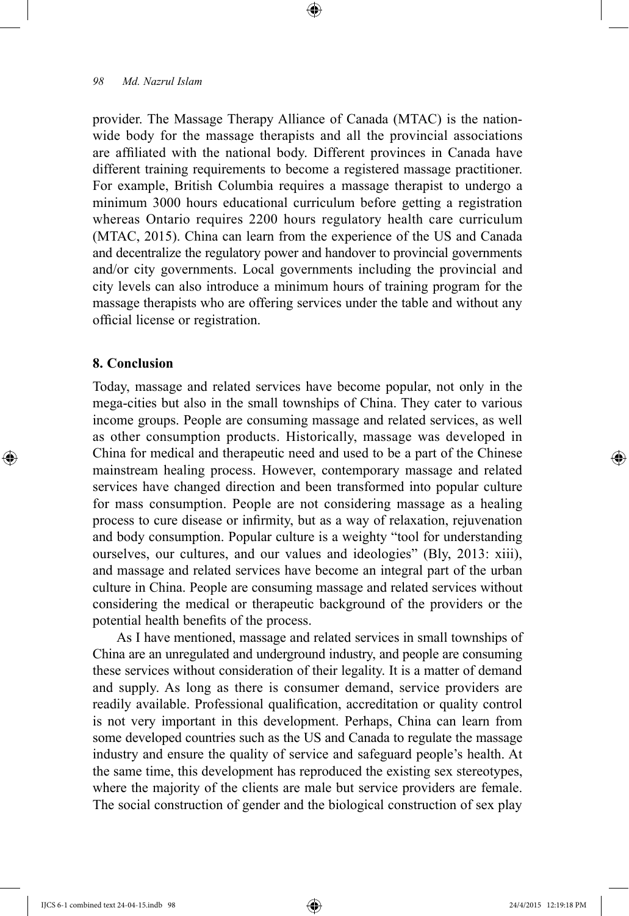provider. The Massage Therapy Alliance of Canada (MTAC) is the nation-wide body for the massage therapists and all the provincial associations are affiliated with the national body. Different provinces in Canada have different training requirements to become a registered massage practitioner. For example, British Columbia requires a massage therapist to undergo a minimum 3000 hours educational curriculum before getting a registration whereas Ontario requires 2200 hours regulatory health care curriculum (MTAC, 2015). China can learn from the experience of the US and Canada and decentralize the regulatory power and handover to provincial governments and/or city governments. Local governments including the provincial and city levels can also introduce a minimum hours of training program for the massage therapists who are offering services under the table and without any official license or registration.

## 8. Conclusion

Today, massage and related services have become popular, not only in the mega-cities but also in the small townships of China. They cater to various income groups. People are consuming massage and related services, as well as other consumption products. Historically, massage was developed in China for medical and therapeutic need and used to be a part of the Chinese mainstream healing process. However, contemporary massage and related services have changed direction and been transformed into popular culture for mass consumption. People are not considering massage as a healing process to cure disease or infirmity, but as a way of relaxation, rejuvenation and body consumption. Popular culture is a weighty "tool for understanding ourselves, our cultures, and our values and ideologies" (Bly, 2013: xiii), and massage and related services have become an integral part of the urban culture in China. People are consuming massage and related services without considering the medical or therapeutic background of the providers or the potential health benefits of the process.

As I have mentioned, massage and related services in small townships of China are an unregulated and underground industry, and people are consuming these services without consideration of their legality. It is a matter of demand and supply. As long as there is consumer demand, service providers are readily available. Professional qualification, accreditation or quality control is not very important in this development. Perhaps, China can learn from some developed countries such as the US and Canada to regulate the massage industry and ensure the quality of service and safeguard people's health. At the same time, this development has reproduced the existing sex stereotypes, where the majority of the clients are male but service providers are female. The social construction of gender and the biological construction of sex play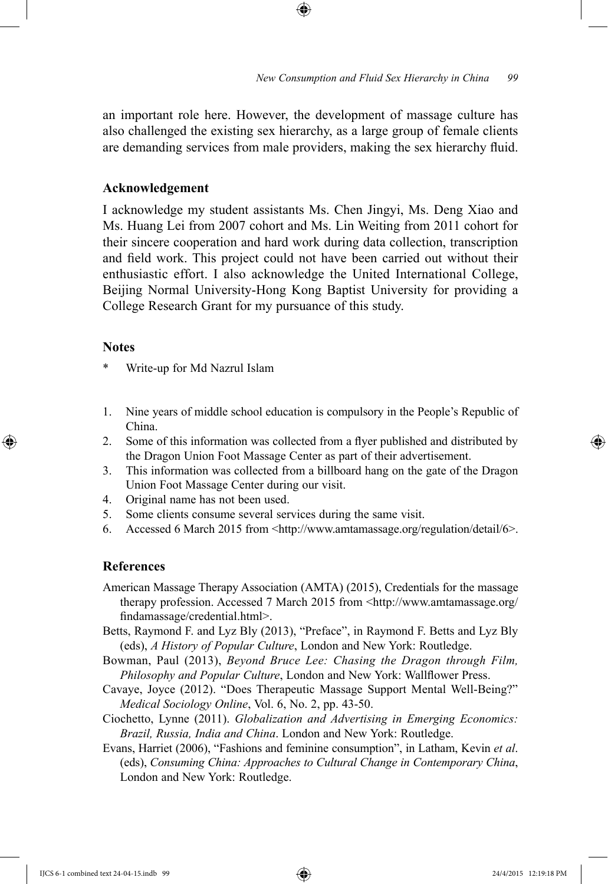an important role here. However, the development of massage culture has also challenged the existing sex hierarchy, as a large group of female clients are demanding services from male providers, making the sex hierarchy fluid.

## Acknowledgement

I acknowledge my student assistants Ms. Chen Jingyi, Ms. Deng Xiao and Ms. Huang Lei from 2007 cohort and Ms. Lin Weiting from 2011 cohort for their sincere cooperation and hard work during data collection, transcription and field work. This project could not have been carried out without their enthusiastic effort. I also acknowledge the United International College, Beijing Normal University-Hong Kong Baptist University for providing a College Research Grant for my pursuance of this study.

## Notes

\* Write-up for Md Nazrul Islam

1. Nine years of middle school education is compulsory in the People's Republic of China.
2. Some of this information was collected from a flyer published and distributed by the Dragon Union Foot Massage Center as part of their advertisement.
3. This information was collected from a billboard hang on the gate of the Dragon Union Foot Massage Center during our visit.
4. Original name has not been used.
5. Some clients consume several services during the same visit.
6. Accessed 6 March 2015 from <http://www.amtamassage.org/regulation/detail/6>.

## References

American Massage Therapy Association (AMTA) (2015), Credentials for the massage therapy profession. Accessed 7 March 2015 from <http://www.amtamassage.org/findamassage/credential.html>.

Betts, Raymond F. and Lyz Bly (2013), "Preface", in Raymond F. Betts and Lyz Bly (eds), *A History of Popular Culture*, London and New York: Routledge.

Bowman, Paul (2013), *Beyond Bruce Lee: Chasing the Dragon through Film, Philosophy and Popular Culture*, London and New York: Wallflower Press.

Cavaye, Joyce (2012). "Does Therapeutic Massage Support Mental Well-Being?" *Medical Sociology Online*, Vol. 6, No. 2, pp. 43-50.

Ciochetto, Lynne (2011). *Globalization and Advertising in Emerging Economics: Brazil, Russia, India and China*. London and New York: Routledge.

Evans, Harriet (2006), "Fashions and feminine consumption", in Latham, Kevin *et al*. (eds), *Consuming China: Approaches to Cultural Change in Contemporary China*, London and New York: Routledge.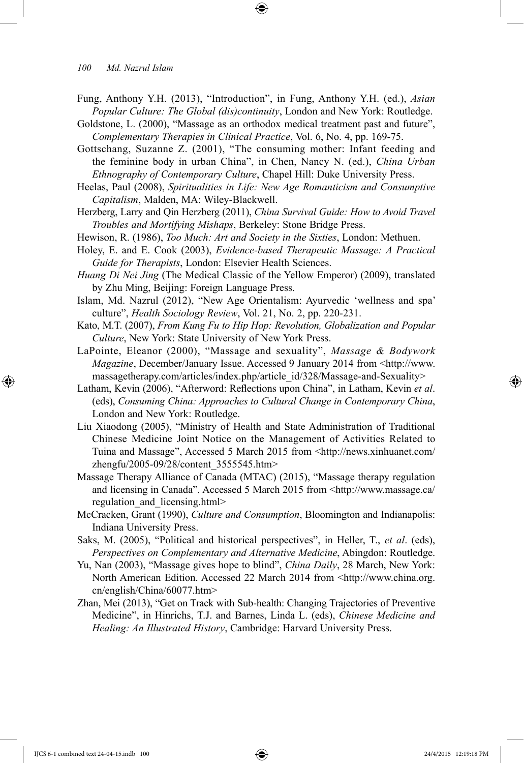Fung, Anthony Y.H. (2013), "Introduction", in Fung, Anthony Y.H. (ed.), *Asian Popular Culture: The Global (dis)continuity*, London and New York: Routledge.

Goldstone, L. (2000), "Massage as an orthodox medical treatment past and future", *Complementary Therapies in Clinical Practice*, Vol. 6, No. 4, pp. 169-75.

Gottschang, Suzanne Z. (2001), "The consuming mother: Infant feeding and the feminine body in urban China", in Chen, Nancy N. (ed.), *China Urban Ethnography of Contemporary Culture*, Chapel Hill: Duke University Press.

Heelas, Paul (2008), *Spiritualities in Life: New Age Romanticism and Consumptive Capitalism*, Malden, MA: Wiley-Blackwell.

Herzberg, Larry and Qin Herzberg (2011), *China Survival Guide: How to Avoid Travel Troubles and Mortifying Mishaps*, Berkeley: Stone Bridge Press.

Hewison, R. (1986), *Too Much: Art and Society in the Sixties*, London: Methuen.

Holey, E. and E. Cook (2003), *Evidence-based Therapeutic Massage: A Practical Guide for Therapists*, London: Elsevier Health Sciences.

*Huang Di Nei Jing* (The Medical Classic of the Yellow Emperor) (2009), translated by Zhu Ming, Beijing: Foreign Language Press.

Islam, Md. Nazrul (2012), "New Age Orientalism: Ayurvedic 'wellness and spa' culture", *Health Sociology Review*, Vol. 21, No. 2, pp. 220-231.

Kato, M.T. (2007), *From Kung Fu to Hip Hop: Revolution, Globalization and Popular Culture*, New York: State University of New York Press.

LaPointe, Eleanor (2000), "Massage and sexuality", *Massage & Bodywork Magazine*, December/January Issue. Accessed 9 January 2014 from <http://www.massagetherapy.com/articles/index.php/article_id/328/Massage-and-Sexuality>

Latham, Kevin (2006), "Afterword: Reflections upon China", in Latham, Kevin *et al*. (eds), *Consuming China: Approaches to Cultural Change in Contemporary China*, London and New York: Routledge.

Liu Xiaodong (2005), "Ministry of Health and State Administration of Traditional Chinese Medicine Joint Notice on the Management of Activities Related to Tuina and Massage", Accessed 5 March 2015 from <http://news.xinhuanet.com/zhengfu/2005-09/28/content_3555545.htm>

Massage Therapy Alliance of Canada (MTAC) (2015), "Massage therapy regulation and licensing in Canada". Accessed 5 March 2015 from <http://www.massage.ca/regulation_and_licensing.html>

McCracken, Grant (1990), *Culture and Consumption*, Bloomington and Indianapolis: Indiana University Press.

Saks, M. (2005), "Political and historical perspectives", in Heller, T., *et al*. (eds), *Perspectives on Complementary and Alternative Medicine*, Abingdon: Routledge.

Yu, Nan (2003), "Massage gives hope to blind", *China Daily*, 28 March, New York: North American Edition. Accessed 22 March 2014 from <http://www.china.org.cn/english/China/60077.htm>

Zhan, Mei (2013), "Get on Track with Sub-health: Changing Trajectories of Preventive Medicine", in Hinrichs, T.J. and Barnes, Linda L. (eds), *Chinese Medicine and Healing: An Illustrated History*, Cambridge: Harvard University Press.